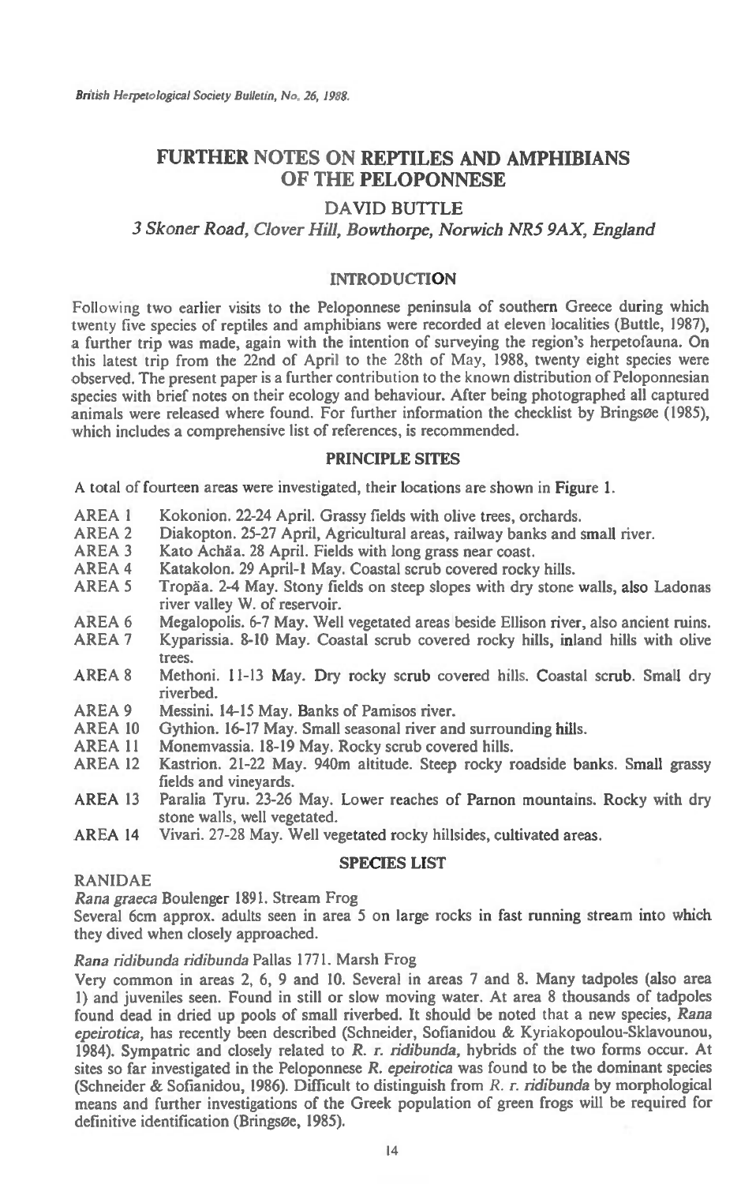# FURTHER NOTES ON REPTILES AND AMPHIBIANS OF THE PELOPONNESE

## DAVID BUTTLE

*3 Skoner Road, Clover Hill, Bowthorpe, Norwich NR5 9AX, England*

## INTRODUCTION

Following two earlier visits to the Peloponnese peninsula of southern Greece during which twenty five species of reptiles and amphibians were recorded at eleven localities (Buttle, 1987), a further trip was made, again with the intention of surveying the region's herpetofauna. On this latest trip from the 22nd of April to the 28th of May, 1988, twenty eight species were observed. The present paper is a further contribution to the known distribution of Peloponnesian species with brief notes on their ecology and behaviour. After being photographed all captured animals were released where found. For further information the checklist by Bringsøe (1985), which includes a comprehensive list of references, is recommended.

## PRINCIPLE SITES

A total of fourteen areas were investigated, their locations are shown in Figure 1.

- AREA 1 Kokonion. 22-24 April. Grassy fields with olive trees, orchards.
- AREA 2 Diakopton. 25-27 April, Agricultural areas, railway banks and small river.
- AREA 3 Kato Achäa. 28 April. Fields with long grass near coast.
- AREA 4 Katakolon. 29 April-1 May. Coastal scrub covered rocky hills.
- AREA 5 Tropäa. 2-4 May. Stony fields on steep slopes with dry stone walls, also Ladonas river valley W. of reservoir.
- AREA 6 Megalopolis. 6-7 May. Well vegetated areas beside Ellison river, also ancient ruins.
- AREA 7 Kyparissia. 8-10 May. Coastal scrub covered rocky hills, inland hills with olive trees.
- AREA 8 Methoni. 11-13 May. Dry rocky scrub covered hills. Coastal scrub. Small dry riverbed.
- AREA 9 Messini. 14-15 May. Banks of Pamisos river.
- AREA 10 Gythion. 16-17 May. Small seasonal river and surrounding hills.
- AREA 11 Monemvassia. 18-19 May. Rocky scrub covered hills.
- AREA 12 Kastrion. 21-22 May. 940m altitude. Steep rocky roadside banks. Small grassy fields and vineyards.
- AREA 13 Paralia Tyru. 23-26 May. Lower reaches of Parnon mountains. Rocky with dry stone walls, well vegetated.
- AREA 14 Vivari. 27-28 May. Well vegetated rocky hillsides, cultivated areas.

## SPECIES LIST

RANIDAE

*Rana graeca* Boulenger 1891. Stream Frog

Several 6cm approx. adults seen in area 5 on large rocks in fast running stream into which they dived when closely approached.

*Rana ridibunda ridibunda* Pallas 1771. Marsh Frog

Very common in areas 2, 6, 9 and 10. Several in areas 7 and 8. Many tadpoles (also area 1) and juveniles seen. Found in still or slow moving water. At area 8 thousands of tadpoles found dead in dried up pools of small riverbed. It should be noted that a new species, *Rana epeirotica*, has recently been described (Schneider, Sofianidou & Kyriakopoulou-Sklavounou, 1984). Sympatric and closely related to *R. r. ridibunda*, hybrids of the two forms occur. At sites so far investigated in the Peloponnese *R. epeirotica* was found to be the dominant species (Schneider & Sofianidou, 1986). Difficult to distinguish from *R. r. ridibunda* by morphological means and further investigations of the Greek population of green frogs will be required for definitive identification (Bringsøe, 1985).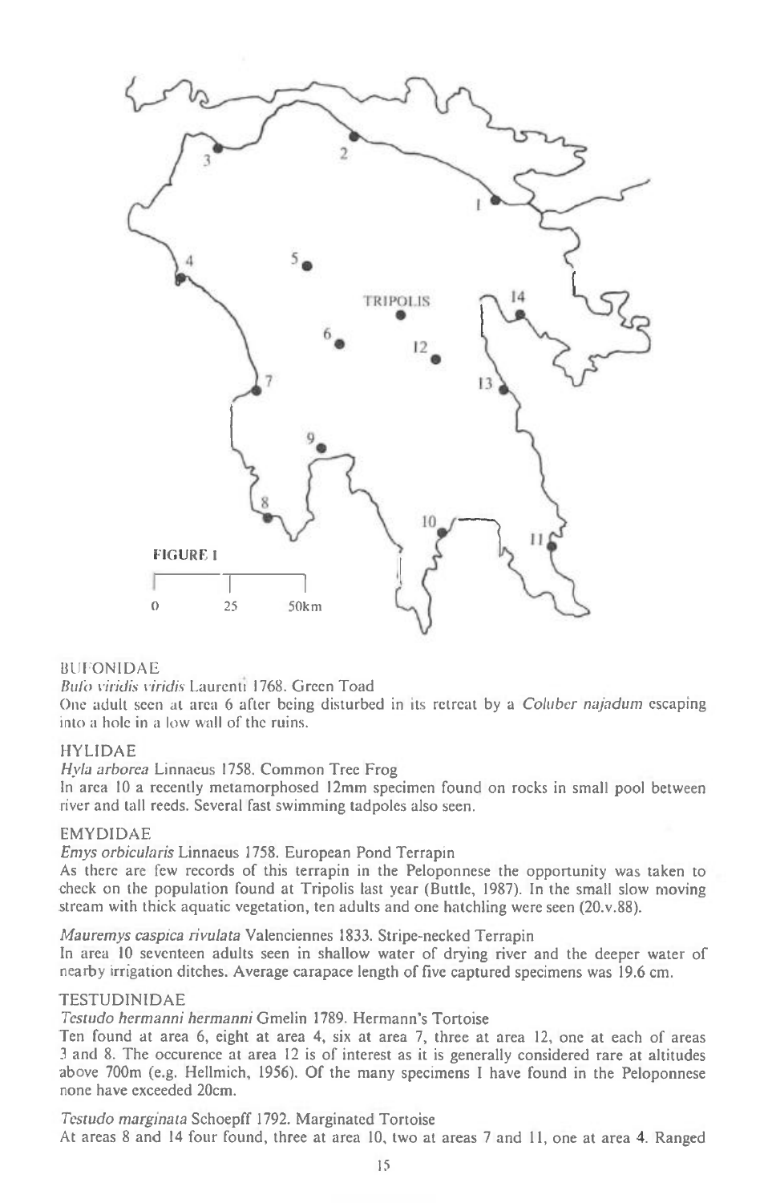FIGURE 1

BUFONIDAE

*Bufo viridis viridis* Laurenti 1768. Green Toad

One adult seen at area 6 after being disturbed in its retreat by a *Coluber najadum* escaping into a hole in a low wall of the ruins.

HYLIDAE

*Hyla arborea* Linnaeus 1758. Common Tree Frog

In area 10 a recently metamorphosed 12mm specimen found on rocks in small pool between river and tall reeds. Several fast swimming tadpoles also seen.

EMYDIDAE

*Emys orbicularis* Linnaeus 1758. European Pond Terrapin

As there are few records of this terrapin in the Peloponnese the opportunity was taken to check on the population found at Tripolis last year (Buttle, 1987). In the small slow moving stream with thick aquatic vegetation, ten adults and one hatchling were seen (20.v.88).

*Mauremys caspica rivulata* Valenciennes 1833. Stripe-necked Terrapin

In area 10 seventeen adults seen in shallow water of drying river and the deeper water of nearby irrigation ditches. Average carapace length of five captured specimens was 19.6 cm.

TESTUDINIDAE

*Testudo hermanni hermanni* Gmelin 1789. Hermann's Tortoise

Ten found at area 6, eight at area 4, six at area 7, three at area 12, one at each of areas 3 and 8. The occurence at area 12 is of interest as it is generally considered rare at altitudes above 700m (e.g. Hellmich, 1956). Of the many specimens I have found in the Peloponnese none have exceeded 20cm.

*Testudo marginata* Schoepff 1792. Marginated Tortoise

At areas 8 and 14 four found, three at area 10, two at areas 7 and 11, one at area 4. Ranged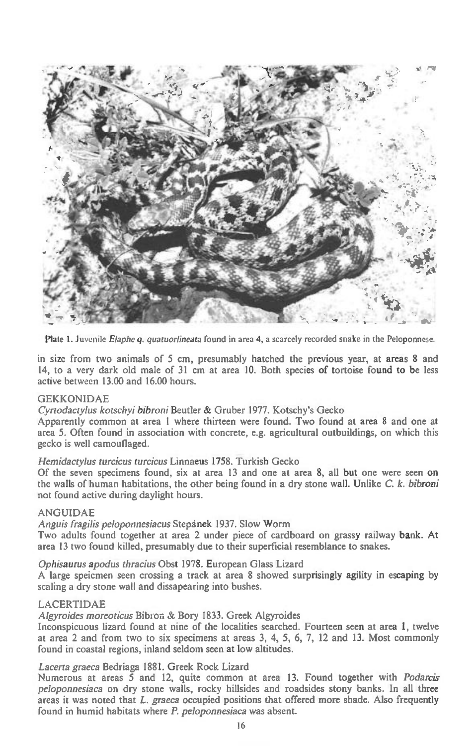Plate 1. Juvenile *Elaphe q. quatuorlineata* found in area 4, a scarcely recorded snake in the Peloponnese.

in size from two animals of 5 cm, presumably hatched the previous year, at areas 8 and 14, to a very dark old male of 31 cm at area 10. Both species of tortoise found to be less active between 13.00 and 16.00 hours.

## GEKKONIDAE

*Cyrtodactylus kotschyi bibroni* Beutler & Gruber 1977. Kotschy's Gecko

Apparently common at area 1 where thirteen were found. Two found at area 8 and one at area 5. Often found in association with concrete, e.g. agricultural outbuildings, on which this gecko is well camouflaged.

*Hemidactylus turcicus turcicus* Linnaeus 1758. Turkish Gecko

Of the seven specimens found, six at area 13 and one at area 8, all but one were seen on the walls of human habitations, the other being found in a dry stone wall. Unlike *C. k. bibroni* not found active during daylight hours.

## ANGUIDAE

*Anguis fragilis peloponnesiacus* Stepánek 1937. Slow Worm

Two adults found together at area 2 under piece of cardboard on grassy railway bank. At area 13 two found killed, presumably due to their superficial resemblance to snakes.

*Ophisaurus apodus thracius* Obst 1978. European Glass Lizard

A large speicmen seen crossing a track at area 8 showed surprisingly agility in escaping by scaling a dry stone wall and dissapearing into bushes.

## LACERTIDAE

*Algyroides moreoticus* Bibron & Bory 1833. Greek Algyroides

Inconspicuous lizard found at nine of the localities searched. Fourteen seen at area 1, twelve at area 2 and from two to six specimens at areas 3, 4, 5, 6, 7, 12 and 13. Most commonly found in coastal regions, inland seldom seen at low altitudes.

*Lacerta graeca* Bedriaga 1881. Greek Rock Lizard

Numerous at areas 5 and 12, quite common at area 13. Found together with *Podarcis peloponnesiaca* on dry stone walls, rocky hillsides and roadsides stony banks. In all three areas it was noted that *L. graeca* occupied positions that offered more shade. Also frequently found in humid habitats where *P. peloponnesiaca* was absent.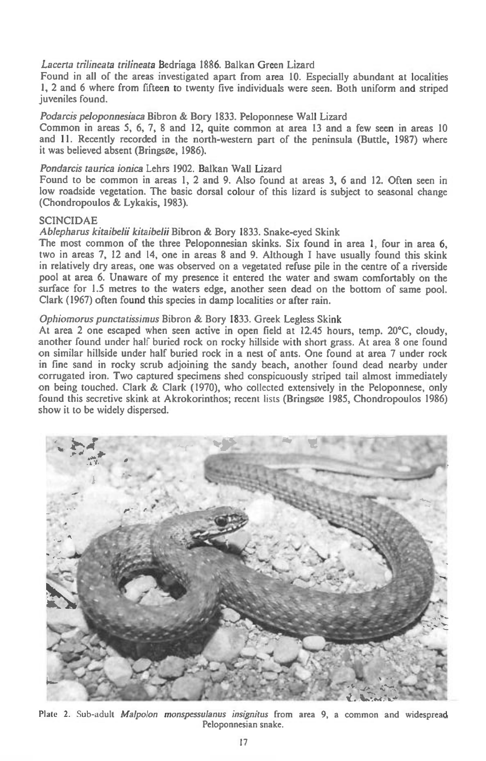*Lacerta trilineata trilineata* Bedriaga 1886. Balkan Green Lizard

Found in all of the areas investigated apart from area 10. Especially abundant at localities 1, 2 and 6 where from fifteen to twenty five individuals were seen. Both uniform and striped juveniles found.

*Podarcis peloponnesiaca* Bibron & Bory 1833. Peloponnese Wall Lizard

Common in areas 5, 6, 7, 8 and 12, quite common at area 13 and a few seen in areas 10 and 11. Recently recorded in the north-western part of the peninsula (Buttle, 1987) where it was believed absent (Bringsøe, 1986).

*Pondarcis taurica ionica* Lehrs 1902. Balkan Wall Lizard

Found to be common in areas 1, 2 and 9. Also found at areas 3, 6 and 12. Often seen in low roadside vegetation. The basic dorsal colour of this lizard is subject to seasonal change (Chondropoulos & Lykakis, 1983).

## SCINCIDAE

*Ablepharus kitaibelii kitaibelii* Bibron & Bory 1833. Snake-eyed Skink

The most common of the three Peloponnesian skinks. Six found in area 1, four in area 6, two in areas 7, 12 and 14, one in areas 8 and 9. Although I have usually found this skink in relatively dry areas, one was observed on a vegetated refuse pile in the centre of a riverside pool at area 6. Unaware of my presence it entered the water and swam comfortably on the surface for 1.5 metres to the waters edge, another seen dead on the bottom of same pool. Clark (1967) often found this species in damp localities or after rain.

*Ophiomorus punctatissimus* Bibron & Bory 1833. Greek Legless Skink

At area 2 one escaped when seen active in open field at 12.45 hours, temp. 20°C, cloudy, another found under half buried rock on rocky hillside with short grass. At area 8 one found on similar hillside under half buried rock in a nest of ants. One found at area 7 under rock in fine sand in rocky scrub adjoining the sandy beach, another found dead nearby under corrugated iron. Two captured specimens shed conspicuously striped tail almost immediately on being touched. Clark & Clark (1970), who collected extensively in the Peloponnese, only found this secretive skink at Akrokorinthos; recent lists (Bringsøe 1985, Chondropoulos 1986) show it to be widely dispersed.

Plate 2. Sub-adult *Malpolon monspessulanus insignitus* from area 9, a common and widespread Peloponnesian snake.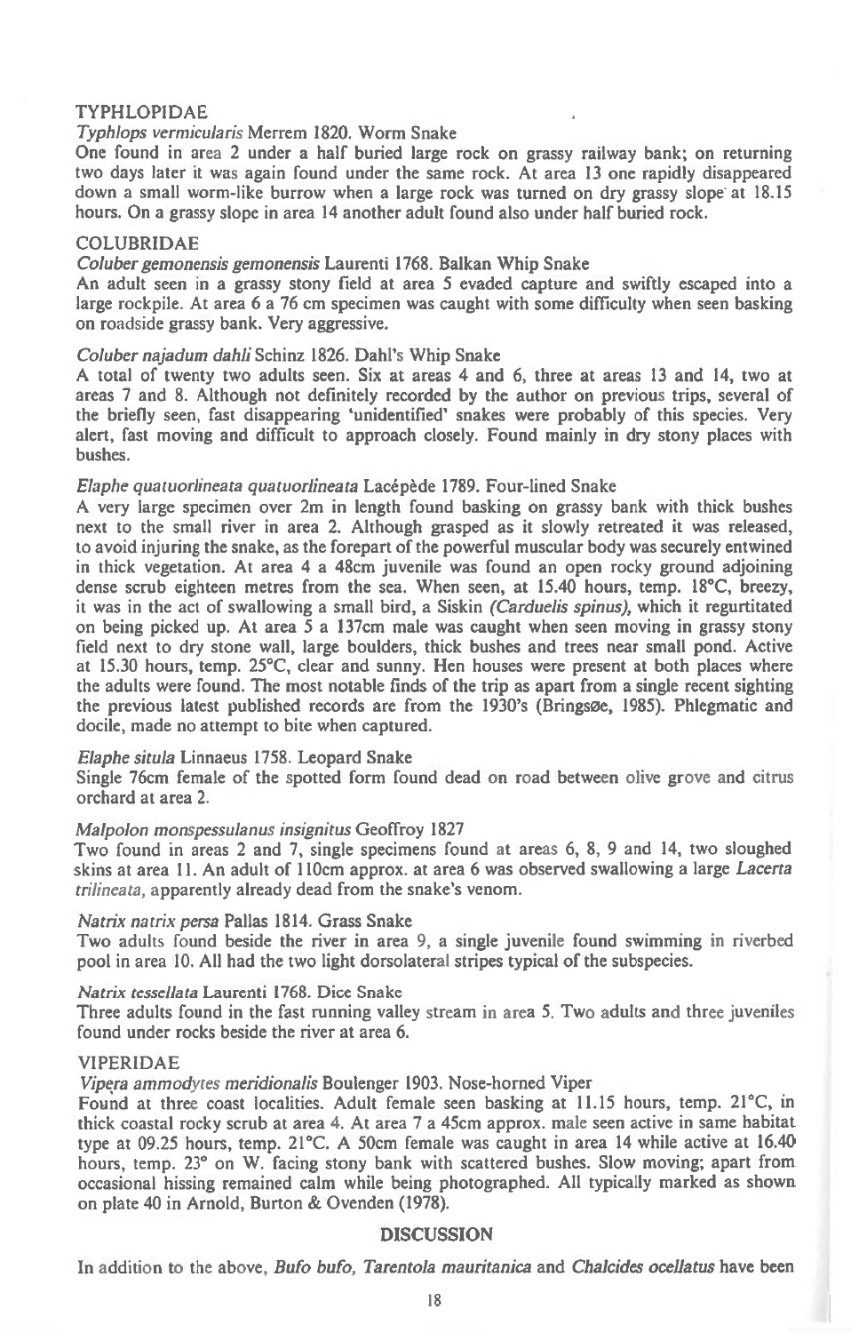## TYPHLOPIDAE

*Typhlops vermicularis* Merrem 1820. Worm Snake

One found in area 2 under a half buried large rock on grassy railway bank; on returning two days later it was again found under the same rock. At area 13 one rapidly disappeared down a small worm-like burrow when a large rock was turned on dry grassy slope at 18.15 hours. On a grassy slope in area 14 another adult found also under half buried rock.

## COLUBRIDAE

*Coluber gemonensis gemonensis* Laurenti 1768. Balkan Whip Snake

An adult seen in a grassy stony field at area 5 evaded capture and swiftly escaped into a large rockpile. At area 6 a 76 cm specimen was caught with some difficulty when seen basking on roadside grassy bank. Very aggressive.

*Coluber najadum dahli* Schinz 1826. Dahl's Whip Snake

A total of twenty two adults seen. Six at areas 4 and 6, three at areas 13 and 14, two at areas 7 and 8. Although not definitely recorded by the author on previous trips, several of the briefly seen, fast disappearing 'unidentified' snakes were probably of this species. Very alert, fast moving and difficult to approach closely. Found mainly in dry stony places with bushes.

*Elaphe quatuorlineata quatuorlineata* Lacépède 1789. Four-lined Snake

A very large specimen over 2m in length found basking on grassy bank with thick bushes next to the small river in area 2. Although grasped as it slowly retreated it was released, to avoid injuring the snake, as the forepart of the powerful muscular body was securely entwined in thick vegetation. At area 4 a 48cm juvenile was found an open rocky ground adjoining dense scrub eighteen metres from the sea. When seen, at 15.40 hours, temp. 18°C, breezy, it was in the act of swallowing a small bird, a Siskin *(Carduelis spinus)*, which it regurtitated on being picked up. At area 5 a 137cm male was caught when seen moving in grassy stony field next to dry stone wall, large boulders, thick bushes and trees near small pond. Active at 15.30 hours, temp. 25°C, clear and sunny. Hen houses were present at both places where the adults were found. The most notable finds of the trip as apart from a single recent sighting the previous latest published records are from the 1930's (Bringsøe, 1985). Phlegmatic and docile, made no attempt to bite when captured.

*Elaphe situla* Linnaeus 1758. Leopard Snake

Single 76cm female of the spotted form found dead on road between olive grove and citrus orchard at area 2.

*Malpolon monspessulanus insignitus* Geoffroy 1827

Two found in areas 2 and 7, single specimens found at areas 6, 8, 9 and 14, two sloughed skins at area 11. An adult of 110cm approx. at area 6 was observed swallowing a large *Lacerta trilineata*, apparently already dead from the snake's venom.

*Natrix natrix persa* Pallas 1814. Grass Snake

Two adults found beside the river in area 9, a single juvenile found swimming in riverbed pool in area 10. All had the two light dorsolateral stripes typical of the subspecies.

*Natrix tessellata* Laurenti 1768. Dice Snake

Three adults found in the fast running valley stream in area 5. Two adults and three juveniles found under rocks beside the river at area 6.

## VIPERIDAE

*Vipera ammodytes meridionalis* Boulenger 1903. Nose-horned Viper

Found at three coast localities. Adult female seen basking at 11.15 hours, temp. 21°C, in thick coastal rocky scrub at area 4. At area 7 a 45cm approx. male seen active in same habitat type at 09.25 hours, temp. 21°C. A 50cm female was caught in area 14 while active at 16.40 hours, temp. 23° on W. facing stony bank with scattered bushes. Slow moving; apart from occasional hissing remained calm while being photographed. All typically marked as shown on plate 40 in Arnold, Burton & Ovenden (1978).

## DISCUSSION

In addition to the above, *Bufo bufo, Tarentola mauritanica* and *Chalcides ocellatus* have been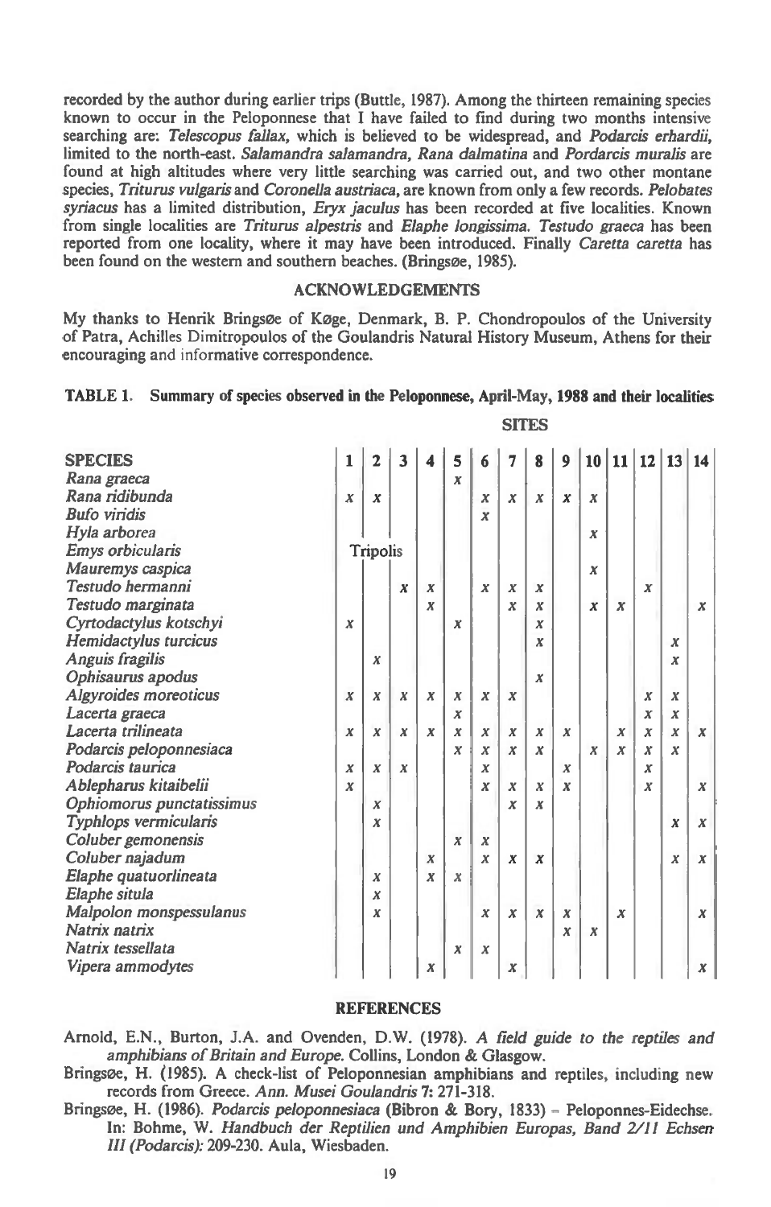recorded by the author during earlier trips (Buttle, 1987). Among the thirteen remaining species known to occur in the Peloponnese that I have failed to find during two months intensive searching are: *Telescopus fallax*, which is believed to be widespread, and *Podarcis erhardii*, limited to the north-east. *Salamandra salamandra*, *Rana dalmatina* and *Pordarcis muralis* are found at high altitudes where very little searching was carried out, and two other montane species, *Triturus vulgaris* and *Coronella austriaca*, are known from only a few records. *Pelobates syriacus* has a limited distribution, *Eryx jaculus* has been recorded at five localities. Known from single localities are *Triturus alpestris* and *Elaphe longissima*. *Testudo graeca* has been reported from one locality, where it may have been introduced. Finally *Caretta caretta* has been found on the western and southern beaches. (Bringsøe, 1985).

## ACKNOWLEDGEMENTS

My thanks to Henrik Bringsøe of Køge, Denmark, B. P. Chondropoulos of the University of Patra, Achilles Dimitropoulos of the Goulandris Natural History Museum, Athens for their encouraging and informative correspondence.

**TABLE 1. Summary of species observed in the Peloponnese, April-May, 1988 and their localities**

| | SITES | | | | | | | | | | | | | |
|---|---|---|---|---|---|---|---|---|---|---|---|---|---|---|
| **SPECIES** | **1** | **2** | **3** | **4** | **5** | **6** | **7** | **8** | **9** | **10** | **11** | **12** | **13** | **14** |
| *Rana graeca* | | | | | x | | | | | | | | | |
| *Rana ridibunda* | x | x | | | | x | x | x | x | x | | | | |
| *Bufo viridis* | | | | | | x | | | | | | | | |
| *Hyla arborea* | | | | | | | | | | x | | | | |
| *Emys orbicularis* | Tripolis | | | | | | | | | | | | | |
| *Mauremys caspica* | | | | | | | | | | x | | | | |
| *Testudo hermanni* | | | x | x | | x | x | x | | | | x | | |
| *Testudo marginata* | | | | x | | | x | x | | x | x | | | x |
| *Cyrtodactylus kotschyi* | x | | | | x | | | x | | | | | | |
| *Hemidactylus turcicus* | | | | | | | | x | | | | | x | |
| *Anguis fragilis* | | x | | | | | | | | | | | x | |
| *Ophisaurus apodus* | | | | | | | | x | | | | | | |
| *Algyroides moreoticus* | x | x | x | x | x | x | x | | | | | x | x | |
| *Lacerta graeca* | | | | | x | | | | | | | x | x | |
| *Lacerta trilineata* | x | x | x | x | x | x | x | x | x | | x | x | x | x |
| *Podarcis peloponnesiaca* | | | | | x | x | x | x | | x | x | x | x | |
| *Podarcis taurica* | x | x | x | | | x | | | x | | | x | | |
| *Ablepharus kitaibelii* | x | | | | | x | x | x | x | | | x | | x |
| *Ophiomorus punctatissimus* | | x | | | | | x | x | | | | | | |
| *Typhlops vermicularis* | | x | | | | | | | | | | | x | x |
| *Coluber gemonensis* | | | | | x | x | | | | | | | | |
| *Coluber najadum* | | | | x | | x | x | x | | | | | x | x |
| *Elaphe quatuorlineata* | | x | | x | x | | | | | | | | | |
| *Elaphe situla* | | x | | | | | | | | | | | | |
| *Malpolon monspessulanus* | | x | | | | x | x | x | x | | x | | | x |
| *Natrix natrix* | | | | | | | | | x | x | | | | |
| *Natrix tessellata* | | | | | x | x | | | | | | | | |
| *Vipera ammodytes* | | | | x | | | x | | | | | | | x |

## REFERENCES

Arnold, E.N., Burton, J.A. and Ovenden, D.W. (1978). *A field guide to the reptiles and amphibians of Britain and Europe*. Collins, London & Glasgow.

Bringsøe, H. (1985). A check-list of Peloponnesian amphibians and reptiles, including new records from Greece. *Ann. Musei Goulandris* **7**: 271-318.

Bringsøe, H. (1986). *Podarcis peloponnesiaca* (Bibron & Bory, 1833) – Peloponnes-Eidechse. In: Bohme, W. *Handbuch der Reptilien und Amphibien Europas, Band 2/11 Echsen III (Podarcis)*: 209-230. Aula, Wiesbaden.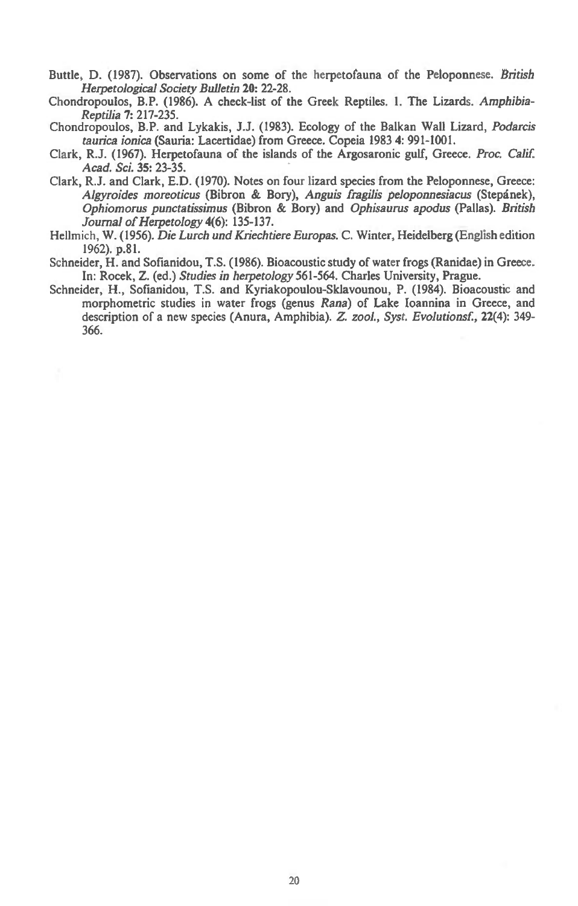Buttle, D. (1987). Observations on some of the herpetofauna of the Peloponnese. *British Herpetological Society Bulletin* **20:** 22-28.

Chondropoulos, B.P. (1986). A check-list of the Greek Reptiles. 1. The Lizards. *Amphibia-Reptilia* **7:** 217-235.

Chondropoulos, B.P. and Lykakis, J.J. (1983). Ecology of the Balkan Wall Lizard, *Podarcis taurica ionica* (Sauria: Lacertidae) from Greece. Copeia 1983 **4:** 991-1001.

Clark, R.J. (1967). Herpetofauna of the islands of the Argosaronic gulf, Greece. *Proc. Calif. Acad. Sci.* **35:** 23-35.

Clark, R.J. and Clark, E.D. (1970). Notes on four lizard species from the Peloponnese, Greece: *Algyroides moreoticus* (Bibron & Bory), *Anguis fragilis peloponnesiacus* (Stepánek), *Ophiomorus punctatissimus* (Bibron & Bory) and *Ophisaurus apodus* (Pallas). *British Journal of Herpetology* **4**(6): 135-137.

Hellmich, W. (1956). *Die Lurch und Kriechtiere Europas.* C. Winter, Heidelberg (English edition 1962). p.81.

Schneider, H. and Sofianidou, T.S. (1986). Bioacoustic study of water frogs (Ranidae) in Greece. In: Rocek, Z. (ed.) *Studies in herpetology* 561-564. Charles University, Prague.

Schneider, H., Sofianidou, T.S. and Kyriakopoulou-Sklavounou, P. (1984). Bioacoustic and morphometric studies in water frogs (genus *Rana*) of Lake Ioannina in Greece, and description of a new species (Anura, Amphibia). *Z. zool., Syst. Evolutionsf.*, **22**(4): 349-366.